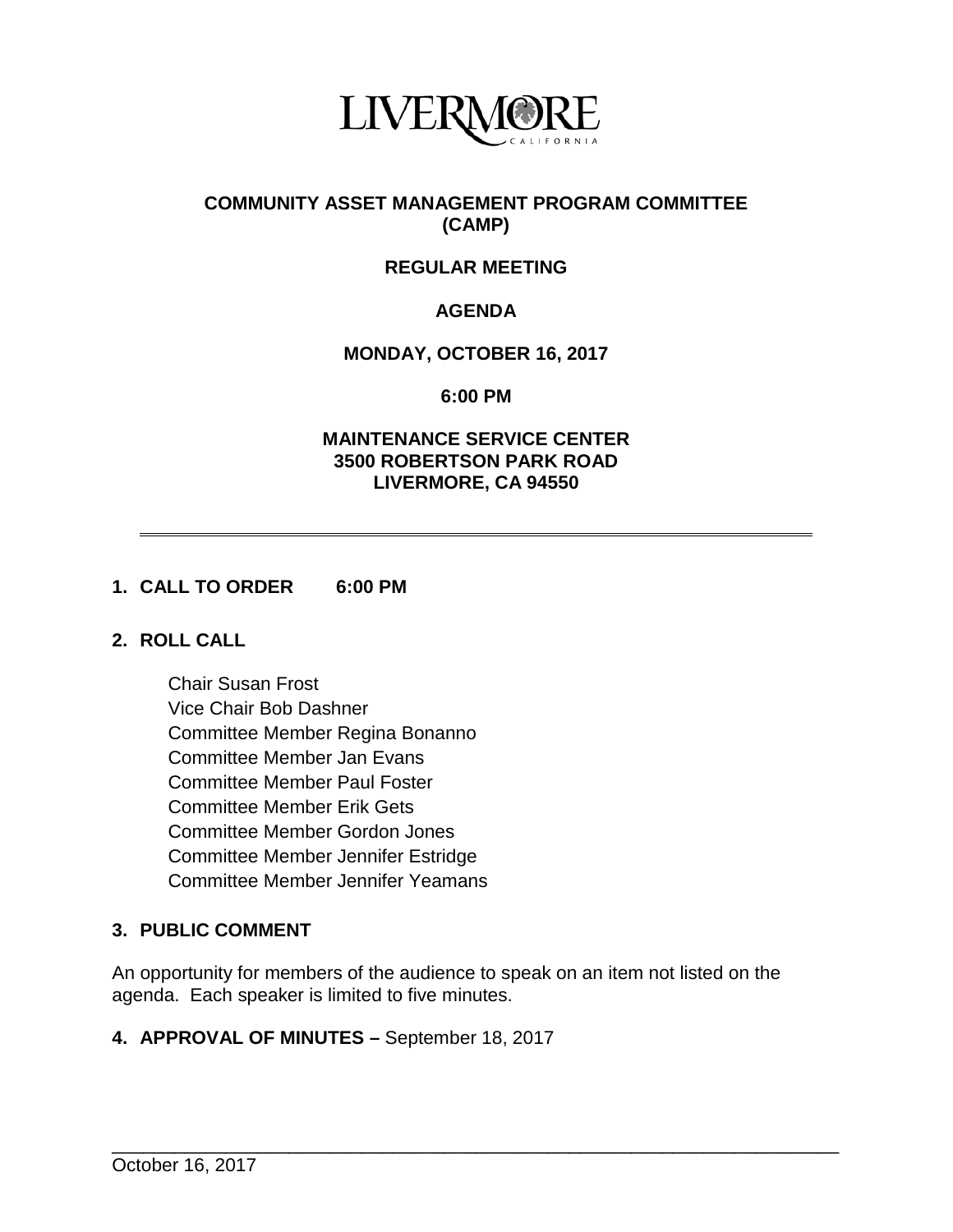LIVERMORE
CALIFORNIA

# COMMUNITY ASSET MANAGEMENT PROGRAM COMMITTEE (CAMP)

## REGULAR MEETING

## AGENDA

## MONDAY, OCTOBER 16, 2017

## 6:00 PM

**MAINTENANCE SERVICE CENTER**
**3500 ROBERTSON PARK ROAD**
**LIVERMORE, CA 94550**

---

**1. CALL TO ORDER 6:00 PM**

**2. ROLL CALL**

Chair Susan Frost
Vice Chair Bob Dashner
Committee Member Regina Bonanno
Committee Member Jan Evans
Committee Member Paul Foster
Committee Member Erik Gets
Committee Member Gordon Jones
Committee Member Jennifer Estridge
Committee Member Jennifer Yeamans

**3. PUBLIC COMMENT**

An opportunity for members of the audience to speak on an item not listed on the agenda. Each speaker is limited to five minutes.

**4. APPROVAL OF MINUTES –** September 18, 2017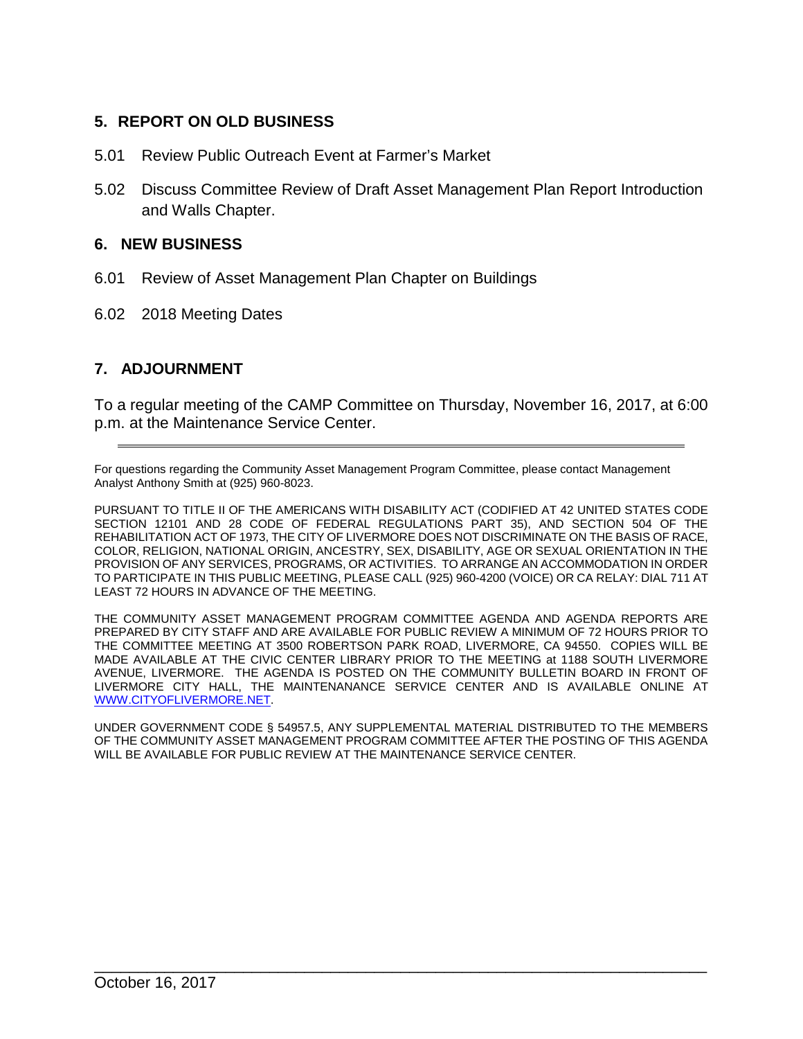## 5. REPORT ON OLD BUSINESS

5.01 Review Public Outreach Event at Farmer's Market

5.02 Discuss Committee Review of Draft Asset Management Plan Report Introduction and Walls Chapter.

## 6. NEW BUSINESS

6.01 Review of Asset Management Plan Chapter on Buildings

6.02 2018 Meeting Dates

## 7. ADJOURNMENT

To a regular meeting of the CAMP Committee on Thursday, November 16, 2017, at 6:00 p.m. at the Maintenance Service Center.

---

For questions regarding the Community Asset Management Program Committee, please contact Management Analyst Anthony Smith at (925) 960-8023.

PURSUANT TO TITLE II OF THE AMERICANS WITH DISABILITY ACT (CODIFIED AT 42 UNITED STATES CODE SECTION 12101 AND 28 CODE OF FEDERAL REGULATIONS PART 35), AND SECTION 504 OF THE REHABILITATION ACT OF 1973, THE CITY OF LIVERMORE DOES NOT DISCRIMINATE ON THE BASIS OF RACE, COLOR, RELIGION, NATIONAL ORIGIN, ANCESTRY, SEX, DISABILITY, AGE OR SEXUAL ORIENTATION IN THE PROVISION OF ANY SERVICES, PROGRAMS, OR ACTIVITIES. TO ARRANGE AN ACCOMMODATION IN ORDER TO PARTICIPATE IN THIS PUBLIC MEETING, PLEASE CALL (925) 960-4200 (VOICE) OR CA RELAY: DIAL 711 AT LEAST 72 HOURS IN ADVANCE OF THE MEETING.

THE COMMUNITY ASSET MANAGEMENT PROGRAM COMMITTEE AGENDA AND AGENDA REPORTS ARE PREPARED BY CITY STAFF AND ARE AVAILABLE FOR PUBLIC REVIEW A MINIMUM OF 72 HOURS PRIOR TO THE COMMITTEE MEETING AT 3500 ROBERTSON PARK ROAD, LIVERMORE, CA 94550. COPIES WILL BE MADE AVAILABLE AT THE CIVIC CENTER LIBRARY PRIOR TO THE MEETING at 1188 SOUTH LIVERMORE AVENUE, LIVERMORE. THE AGENDA IS POSTED ON THE COMMUNITY BULLETIN BOARD IN FRONT OF LIVERMORE CITY HALL, THE MAINTENANANCE SERVICE CENTER AND IS AVAILABLE ONLINE AT WWW.CITYOFLIVERMORE.NET.

UNDER GOVERNMENT CODE § 54957.5, ANY SUPPLEMENTAL MATERIAL DISTRIBUTED TO THE MEMBERS OF THE COMMUNITY ASSET MANAGEMENT PROGRAM COMMITTEE AFTER THE POSTING OF THIS AGENDA WILL BE AVAILABLE FOR PUBLIC REVIEW AT THE MAINTENANCE SERVICE CENTER.